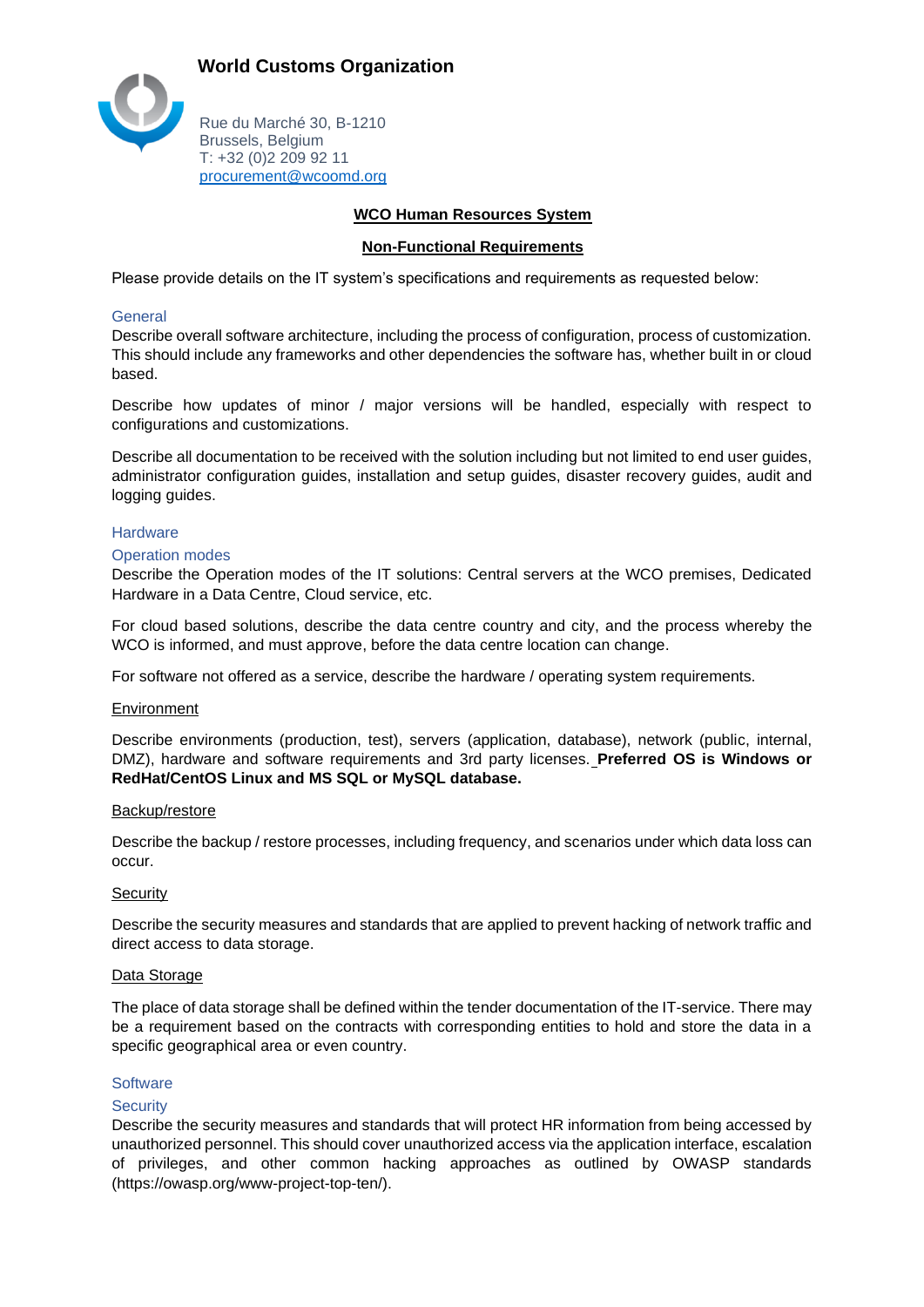**World Customs Organization**

Rue du Marché 30, B-1210
Brussels, Belgium
T: +32 (0)2 209 92 11
procurement@wcoomd.org

# WCO Human Resources System

## Non-Functional Requirements

Please provide details on the IT system's specifications and requirements as requested below:

### General

Describe overall software architecture, including the process of configuration, process of customization. This should include any frameworks and other dependencies the software has, whether built in or cloud based.

Describe how updates of minor / major versions will be handled, especially with respect to configurations and customizations.

Describe all documentation to be received with the solution including but not limited to end user guides, administrator configuration guides, installation and setup guides, disaster recovery guides, audit and logging guides.

### Hardware

#### Operation modes

Describe the Operation modes of the IT solutions: Central servers at the WCO premises, Dedicated Hardware in a Data Centre, Cloud service, etc.

For cloud based solutions, describe the data centre country and city, and the process whereby the WCO is informed, and must approve, before the data centre location can change.

For software not offered as a service, describe the hardware / operating system requirements.

#### Environment

Describe environments (production, test), servers (application, database), network (public, internal, DMZ), hardware and software requirements and 3rd party licenses. **Preferred OS is Windows or RedHat/CentOS Linux and MS SQL or MySQL database.**

#### Backup/restore

Describe the backup / restore processes, including frequency, and scenarios under which data loss can occur.

#### Security

Describe the security measures and standards that are applied to prevent hacking of network traffic and direct access to data storage.

#### Data Storage

The place of data storage shall be defined within the tender documentation of the IT-service. There may be a requirement based on the contracts with corresponding entities to hold and store the data in a specific geographical area or even country.

### Software

#### Security

Describe the security measures and standards that will protect HR information from being accessed by unauthorized personnel. This should cover unauthorized access via the application interface, escalation of privileges, and other common hacking approaches as outlined by OWASP standards (https://owasp.org/www-project-top-ten/).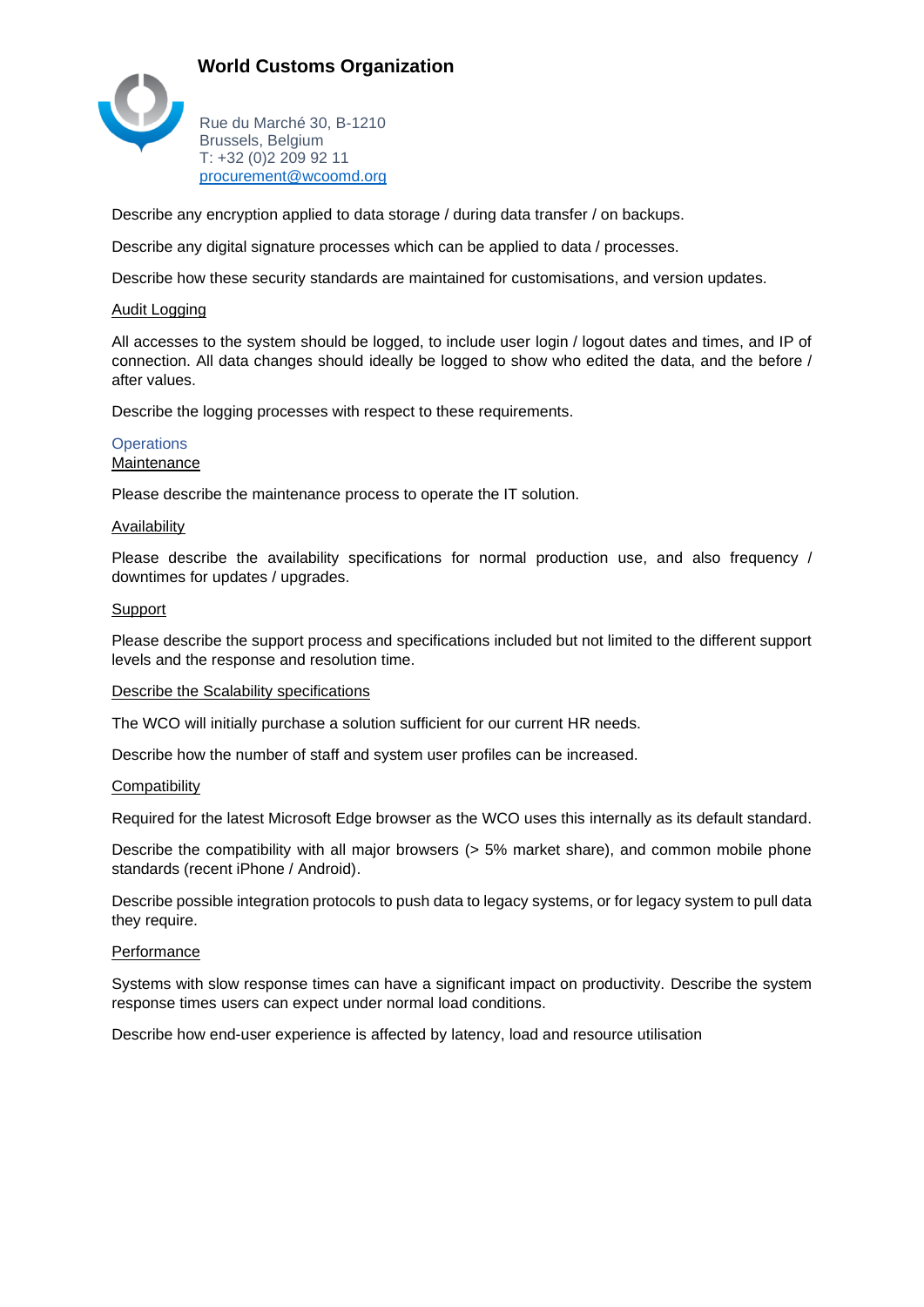Describe any encryption applied to data storage / during data transfer / on backups.

Describe any digital signature processes which can be applied to data / processes.

Describe how these security standards are maintained for customisations, and version updates.

Audit Logging

All accesses to the system should be logged, to include user login / logout dates and times, and IP of connection. All data changes should ideally be logged to show who edited the data, and the before / after values.

Describe the logging processes with respect to these requirements.

## Operations

Maintenance

Please describe the maintenance process to operate the IT solution.

Availability

Please describe the availability specifications for normal production use, and also frequency / downtimes for updates / upgrades.

Support

Please describe the support process and specifications included but not limited to the different support levels and the response and resolution time.

Describe the Scalability specifications

The WCO will initially purchase a solution sufficient for our current HR needs.

Describe how the number of staff and system user profiles can be increased.

Compatibility

Required for the latest Microsoft Edge browser as the WCO uses this internally as its default standard.

Describe the compatibility with all major browsers (> 5% market share), and common mobile phone standards (recent iPhone / Android).

Describe possible integration protocols to push data to legacy systems, or for legacy system to pull data they require.

Performance

Systems with slow response times can have a significant impact on productivity. Describe the system response times users can expect under normal load conditions.

Describe how end-user experience is affected by latency, load and resource utilisation